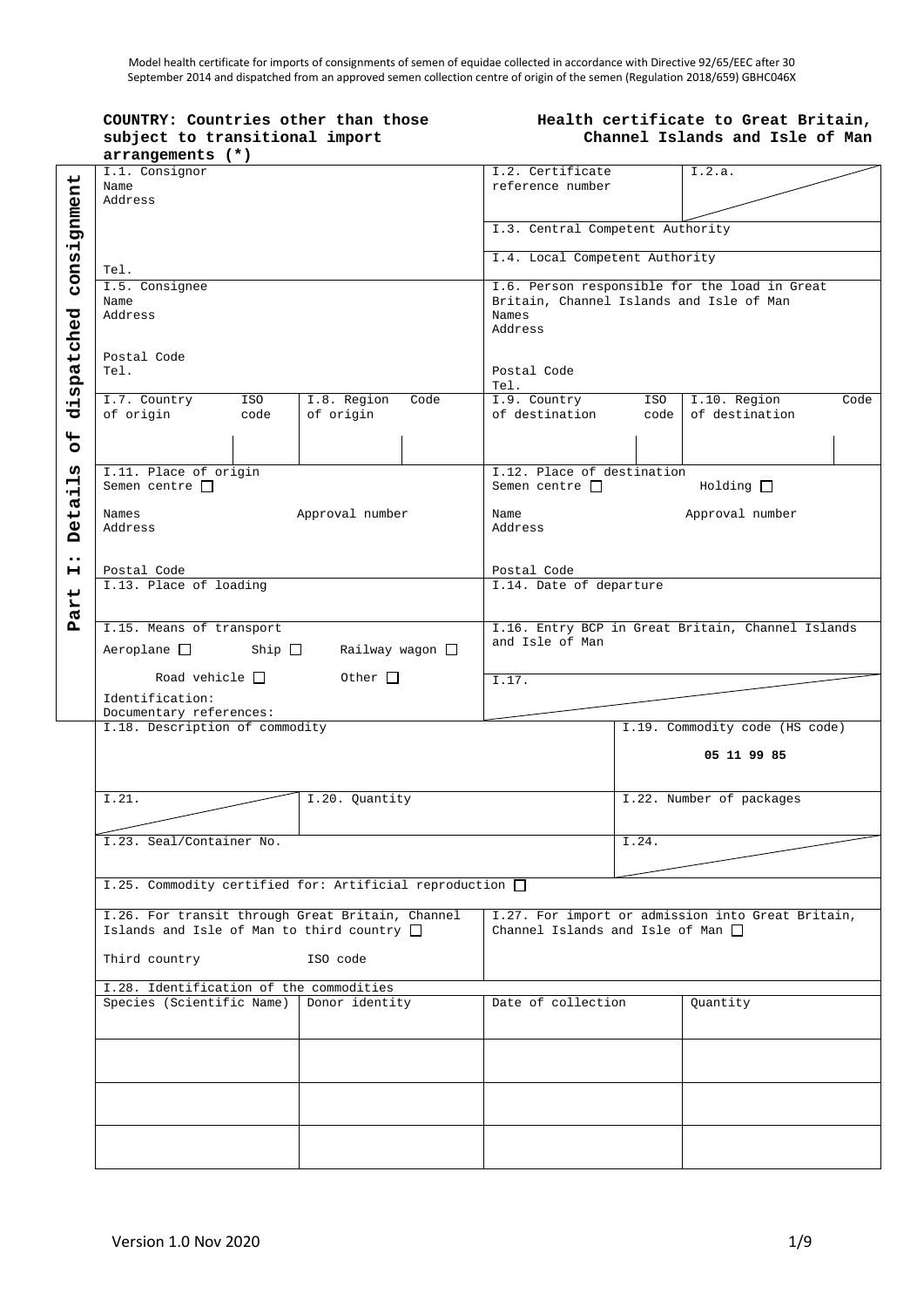Model health certificate for imports of consignments of semen of equidae collected in accordance with Directive 92/65/EEC after 30 September 2014 and dispatched from an approved semen collection centre of origin of the semen (Regulation 2018/659) GBHC046X

**COUNTRY: Countries other than those subject to transitional import arrangements (*)**

**Health certificate to Great Britain, Channel Islands and Isle of Man**

**Part I: Details of dispatched consignment**

| | | | |
|---|---|---|---|
| I.1. Consignor<br>Name<br>Address<br><br>Tel. | | I.2. Certificate reference number | I.2.a. |
| | | I.3. Central Competent Authority | |
| | | I.4. Local Competent Authority | |
| I.5. Consignee<br>Name<br>Address<br>Postal Code<br>Tel. | | I.6. Person responsible for the load in Great Britain, Channel Islands and Isle of Man<br>Names<br>Address<br>Postal Code<br>Tel. | |
| I.7. Country of origin / ISO code | I.8. Region of origin / Code | I.9. Country of destination / ISO code | I.10. Region of destination / Code |
| I.11. Place of origin<br>Semen centre ☐<br>Names / Approval number<br>Address<br>Postal Code | | I.12. Place of destination<br>Semen centre ☐ Holding ☐<br>Name / Approval number<br>Address<br>Postal Code | |
| I.13. Place of loading | | I.14. Date of departure | |
| I.15. Means of transport<br>Aeroplane ☐ Ship ☐ Railway wagon ☐<br>Road vehicle ☐ Other ☐<br>Identification:<br>Documentary references: | | I.16. Entry BCP in Great Britain, Channel Islands and Isle of Man | |
| | | I.17. | |
| I.18. Description of commodity | | I.19. Commodity code (HS code)<br>**05 11 99 85** | |
| I.21. | I.20. Quantity | I.22. Number of packages | |
| I.23. Seal/Container No. | | I.24. | |
| I.25. Commodity certified for: Artificial reproduction ☐ | | | |
| I.26. For transit through Great Britain, Channel Islands and Isle of Man to third country ☐<br>Third country / ISO code | | I.27. For import or admission into Great Britain, Channel Islands and Isle of Man ☐ | |

I.28. Identification of the commodities

| Species (Scientific Name) | Donor identity | Date of collection | Quantity |
|---|---|---|---|
| | | | |
| | | | |
| | | | |
| | | | |

Version 1.0 Nov 2020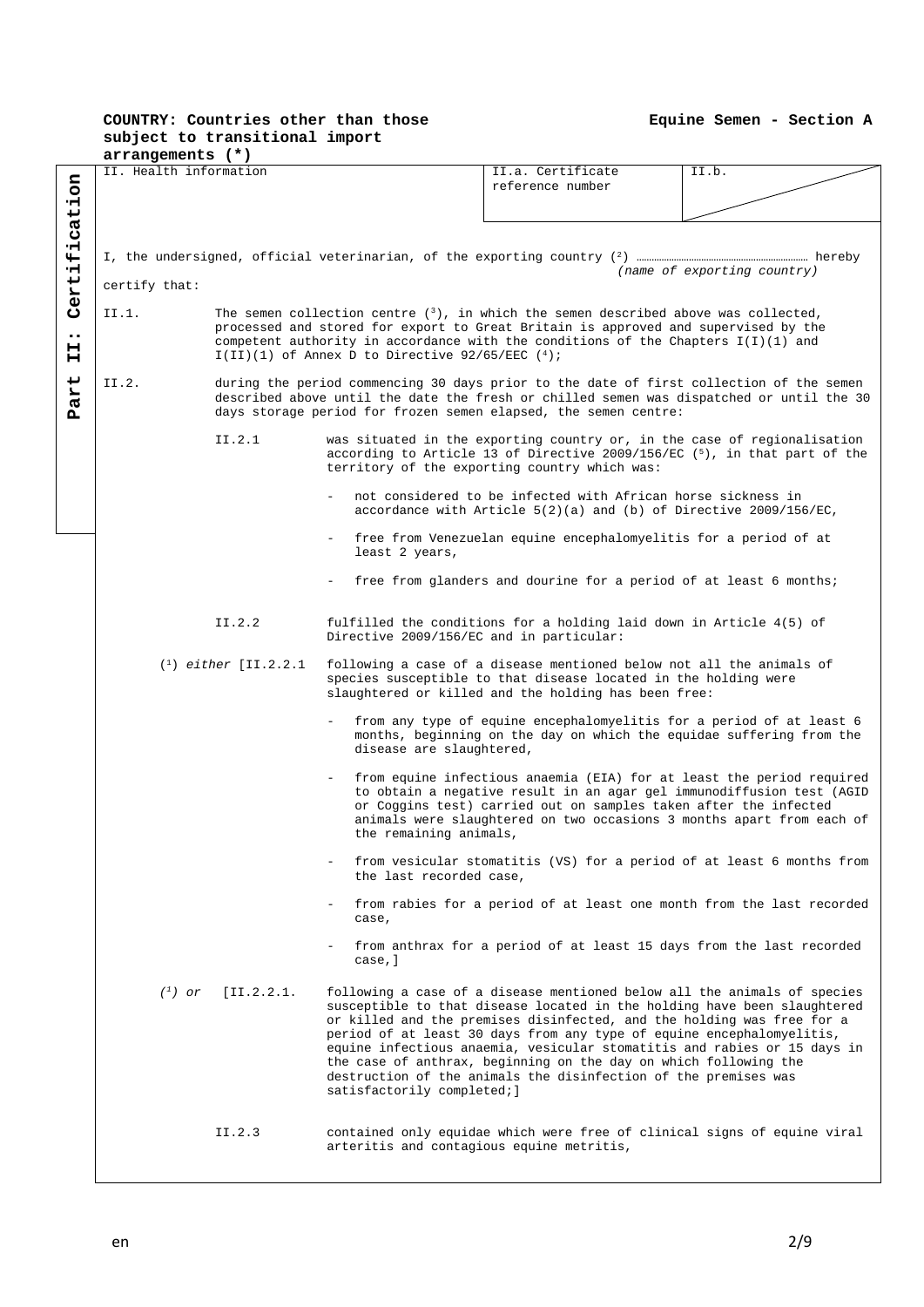**COUNTRY: Countries other than those subject to transitional import arrangements (*)**

**Equine Semen - Section A**

**Part II: Certification**

| II. Health information | II.a. Certificate reference number | II.b. |
|---|---|---|

I, the undersigned, official veterinarian, of the exporting country ([2]) …………………………… hereby certify that:
*(name of exporting country)*

II.1. The semen collection centre ([3]), in which the semen described above was collected, processed and stored for export to Great Britain is approved and supervised by the competent authority in accordance with the conditions of the Chapters I(I)(1) and I(II)(1) of Annex D to Directive 92/65/EEC ([4]);

II.2. during the period commencing 30 days prior to the date of first collection of the semen described above until the date the fresh or chilled semen was dispatched or until the 30 days storage period for frozen semen elapsed, the semen centre:

II.2.1 was situated in the exporting country or, in the case of regionalisation according to Article 13 of Directive 2009/156/EC ([5]), in that part of the territory of the exporting country which was:

- not considered to be infected with African horse sickness in accordance with Article 5(2)(a) and (b) of Directive 2009/156/EC,
- free from Venezuelan equine encephalomyelitis for a period of at least 2 years,
- free from glanders and dourine for a period of at least 6 months;

II.2.2 fulfilled the conditions for a holding laid down in Article 4(5) of Directive 2009/156/EC and in particular:

([1]) *either* [II.2.2.1 following a case of a disease mentioned below not all the animals of species susceptible to that disease located in the holding were slaughtered or killed and the holding has been free:

- from any type of equine encephalomyelitis for a period of at least 6 months, beginning on the day on which the equidae suffering from the disease are slaughtered,
- from equine infectious anaemia (EIA) for at least the period required to obtain a negative result in an agar gel immunodiffusion test (AGID or Coggins test) carried out on samples taken after the infected animals were slaughtered on two occasions 3 months apart from each of the remaining animals,
- from vesicular stomatitis (VS) for a period of at least 6 months from the last recorded case,
- from rabies for a period of at least one month from the last recorded case,
- from anthrax for a period of at least 15 days from the last recorded case,]

*([1]) or* [II.2.2.1. following a case of a disease mentioned below all the animals of species susceptible to that disease located in the holding have been slaughtered or killed and the premises disinfected, and the holding was free for a period of at least 30 days from any type of equine encephalomyelitis, equine infectious anaemia, vesicular stomatitis and rabies or 15 days in the case of anthrax, beginning on the day on which following the destruction of the animals the disinfection of the premises was satisfactorily completed;]

II.2.3 contained only equidae which were free of clinical signs of equine viral arteritis and contagious equine metritis,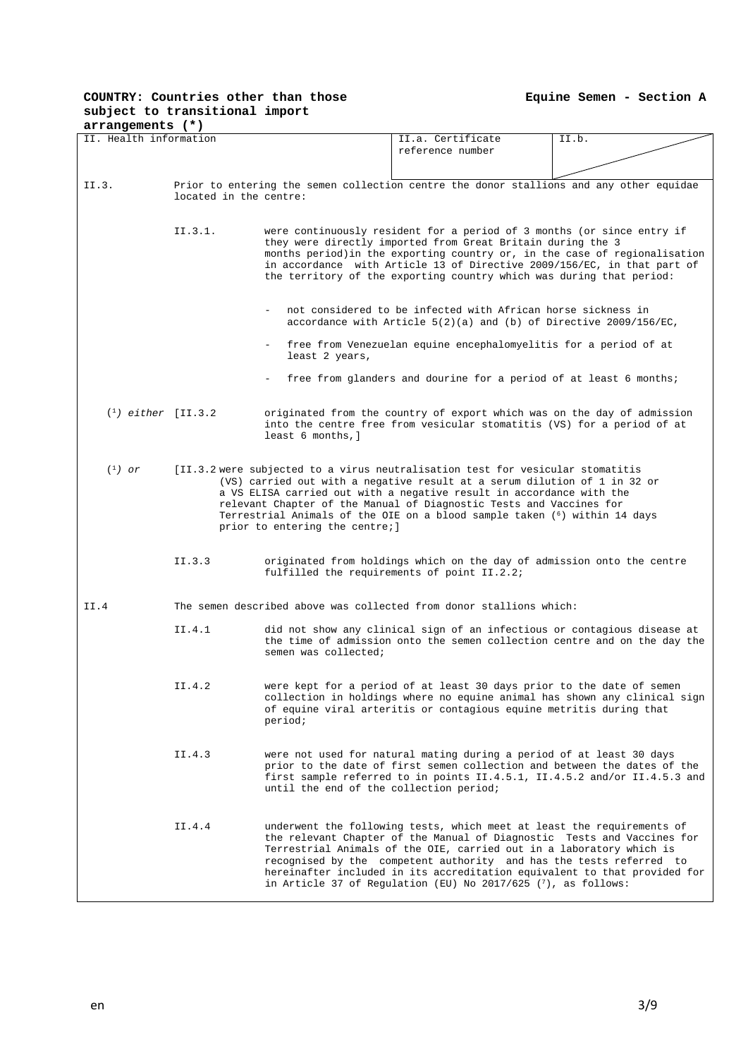**COUNTRY: Countries other than those subject to transitional import arrangements (*)**

**Equine Semen - Section A**

| II. Health information | II.a. Certificate reference number | II.b. |
|---|---|---|

II.3. Prior to entering the semen collection centre the donor stallions and any other equidae located in the centre:

II.3.1. were continuously resident for a period of 3 months (or since entry if they were directly imported from Great Britain during the 3 months period)in the exporting country or, in the case of regionalisation in accordance with Article 13 of Directive 2009/156/EC, in that part of the territory of the exporting country which was during that period:

- not considered to be infected with African horse sickness in accordance with Article 5(2)(a) and (b) of Directive 2009/156/EC,
- free from Venezuelan equine encephalomyelitis for a period of at least 2 years,
- free from glanders and dourine for a period of at least 6 months;

([1]) *either* [II.3.2 originated from the country of export which was on the day of admission into the centre free from vesicular stomatitis (VS) for a period of at least 6 months,]

([1]) *or* [II.3.2 were subjected to a virus neutralisation test for vesicular stomatitis (VS) carried out with a negative result at a serum dilution of 1 in 32 or a VS ELISA carried out with a negative result in accordance with the relevant Chapter of the Manual of Diagnostic Tests and Vaccines for Terrestrial Animals of the OIE on a blood sample taken ([6]) within 14 days prior to entering the centre;]

II.3.3 originated from holdings which on the day of admission onto the centre fulfilled the requirements of point II.2.2;

II.4 The semen described above was collected from donor stallions which:

II.4.1 did not show any clinical sign of an infectious or contagious disease at the time of admission onto the semen collection centre and on the day the semen was collected;

II.4.2 were kept for a period of at least 30 days prior to the date of semen collection in holdings where no equine animal has shown any clinical sign of equine viral arteritis or contagious equine metritis during that period;

II.4.3 were not used for natural mating during a period of at least 30 days prior to the date of first semen collection and between the dates of the first sample referred to in points II.4.5.1, II.4.5.2 and/or II.4.5.3 and until the end of the collection period;

II.4.4 underwent the following tests, which meet at least the requirements of the relevant Chapter of the Manual of Diagnostic Tests and Vaccines for Terrestrial Animals of the OIE, carried out in a laboratory which is recognised by the competent authority and has the tests referred to hereinafter included in its accreditation equivalent to that provided for in Article 37 of Regulation (EU) No 2017/625 ([7]), as follows: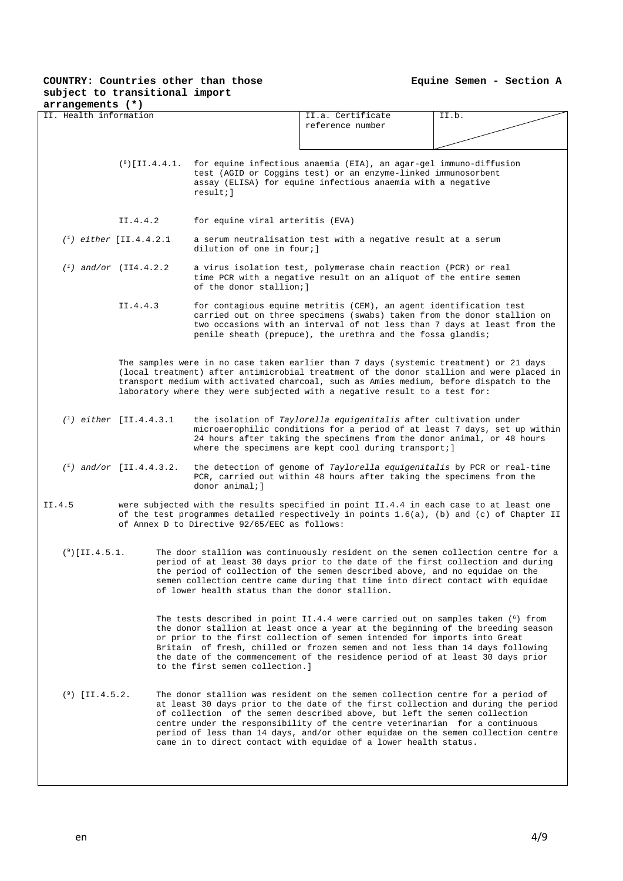**COUNTRY: Countries other than those subject to transitional import arrangements (*)**

**Equine Semen - Section A**

| II. Health information | II.a. Certificate reference number | II.b. |
|---|---|---|

([8])[II.4.4.1. for equine infectious anaemia (EIA), an agar-gel immuno-diffusion test (AGID or Coggins test) or an enzyme-linked immunosorbent assay (ELISA) for equine infectious anaemia with a negative result;]

II.4.4.2 for equine viral arteritis (EVA)

([1]) *either* [II.4.4.2.1 a serum neutralisation test with a negative result at a serum dilution of one in four;]

([1]) *and/or* (II4.4.2.2 a virus isolation test, polymerase chain reaction (PCR) or real time PCR with a negative result on an aliquot of the entire semen of the donor stallion;]

II.4.4.3 for contagious equine metritis (CEM), an agent identification test carried out on three specimens (swabs) taken from the donor stallion on two occasions with an interval of not less than 7 days at least from the penile sheath (prepuce), the urethra and the fossa glandis;

The samples were in no case taken earlier than 7 days (systemic treatment) or 21 days (local treatment) after antimicrobial treatment of the donor stallion and were placed in transport medium with activated charcoal, such as Amies medium, before dispatch to the laboratory where they were subjected with a negative result to a test for:

([1]) *either* [II.4.4.3.1 the isolation of *Taylorella equigenitalis* after cultivation under microaerophilic conditions for a period of at least 7 days, set up within 24 hours after taking the specimens from the donor animal, or 48 hours where the specimens are kept cool during transport;]

([1]) *and/or* [II.4.4.3.2. the detection of genome of *Taylorella equigenitalis* by PCR or real-time PCR, carried out within 48 hours after taking the specimens from the donor animal;]

II.4.5 were subjected with the results specified in point II.4.4 in each case to at least one of the test programmes detailed respectively in points 1.6(a), (b) and (c) of Chapter II of Annex D to Directive 92/65/EEC as follows:

([9])[II.4.5.1. The door stallion was continuously resident on the semen collection centre for a period of at least 30 days prior to the date of the first collection and during the period of collection of the semen described above, and no equidae on the semen collection centre came during that time into direct contact with equidae of lower health status than the donor stallion.

The tests described in point II.4.4 were carried out on samples taken ([6]) from the donor stallion at least once a year at the beginning of the breeding season or prior to the first collection of semen intended for imports into Great Britain of fresh, chilled or frozen semen and not less than 14 days following the date of the commencement of the residence period of at least 30 days prior to the first semen collection.]

([9]) [II.4.5.2. The donor stallion was resident on the semen collection centre for a period of at least 30 days prior to the date of the first collection and during the period of collection of the semen described above, but left the semen collection centre under the responsibility of the centre veterinarian for a continuous period of less than 14 days, and/or other equidae on the semen collection centre came in to direct contact with equidae of a lower health status.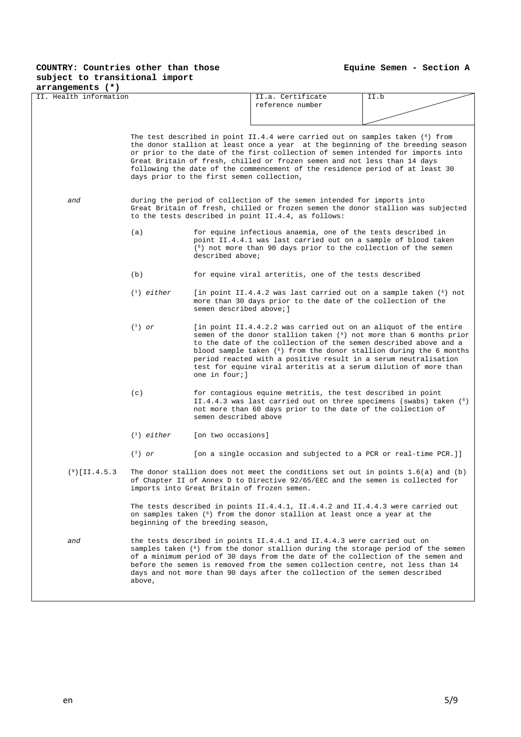**COUNTRY: Countries other than those subject to transitional import arrangements (*)**

**Equine Semen - Section A**

| II. Health information | II.a. Certificate reference number | II.b |
|---|---|---|

The test described in point II.4.4 were carried out on samples taken (6) from the donor stallion at least once a year at the beginning of the breeding season or prior to the date of the first collection of semen intended for imports into Great Britain of fresh, chilled or frozen semen and not less than 14 days following the date of the commencement of the residence period of at least 30 days prior to the first semen collection,

*and* during the period of collection of the semen intended for imports into Great Britain of fresh, chilled or frozen semen the donor stallion was subjected to the tests described in point II.4.4, as follows:

(a) for equine infectious anaemia, one of the tests described in point II.4.4.1 was last carried out on a sample of blood taken (6) not more than 90 days prior to the collection of the semen described above;

(b) for equine viral arteritis, one of the tests described

(1) *either* [in point II.4.4.2 was last carried out on a sample taken (6) not more than 30 days prior to the date of the collection of the semen described above;]

(1) *or* [in point II.4.4.2.2 was carried out on an aliquot of the entire semen of the donor stallion taken (6) not more than 6 months prior to the date of the collection of the semen described above and a blood sample taken (6) from the donor stallion during the 6 months period reacted with a positive result in a serum neutralisation test for equine viral arteritis at a serum dilution of more than one in four;]

(c) for contagious equine metritis, the test described in point II.4.4.3 was last carried out on three specimens (swabs) taken (6) not more than 60 days prior to the date of the collection of semen described above

(1) *either* [on two occasions]

(1) *or* [on a single occasion and subjected to a PCR or real-time PCR.]]

(9)[II.4.5.3 The donor stallion does not meet the conditions set out in points 1.6(a) and (b) of Chapter II of Annex D to Directive 92/65/EEC and the semen is collected for imports into Great Britain of frozen semen.

The tests described in points II.4.4.1, II.4.4.2 and II.4.4.3 were carried out on samples taken (6) from the donor stallion at least once a year at the beginning of the breeding season,

*and* the tests described in points II.4.4.1 and II.4.4.3 were carried out on samples taken (6) from the donor stallion during the storage period of the semen of a minimum period of 30 days from the date of the collection of the semen and before the semen is removed from the semen collection centre, not less than 14 days and not more than 90 days after the collection of the semen described above,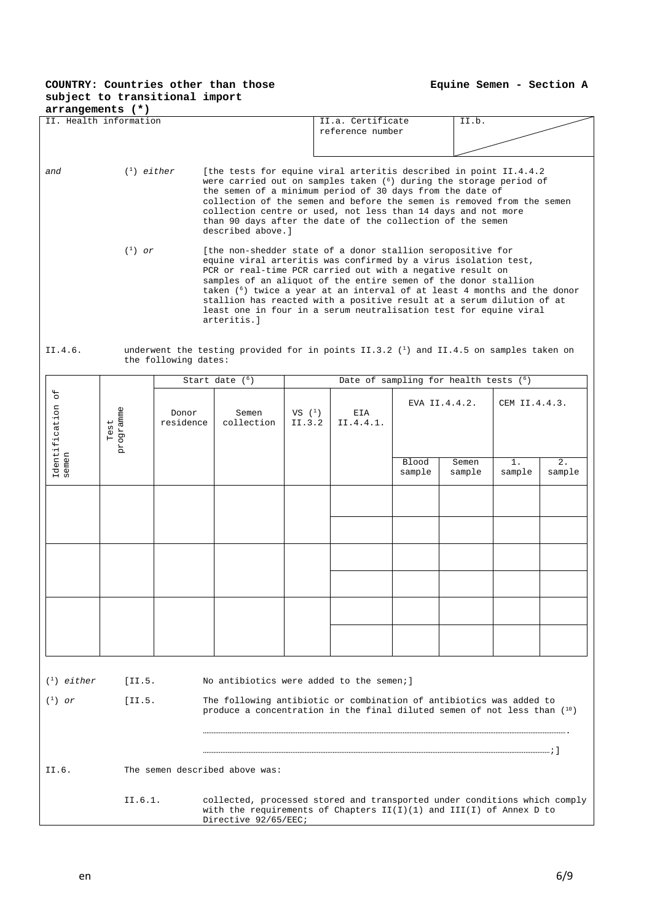**COUNTRY: Countries other than those subject to transitional import arrangements (*)**

**Equine Semen - Section A**

| II. Health information | II.a. Certificate reference number | II.b. |
|---|---|---|

*and* ([1]) *either* [the tests for equine viral arteritis described in point II.4.4.2 were carried out on samples taken ([6]) during the storage period of the semen of a minimum period of 30 days from the date of collection of the semen and before the semen is removed from the semen collection centre or used, not less than 14 days and not more than 90 days after the date of the collection of the semen described above.]

([1]) *or* [the non-shedder state of a donor stallion seropositive for equine viral arteritis was confirmed by a virus isolation test, PCR or real-time PCR carried out with a negative result on samples of an aliquot of the entire semen of the donor stallion taken ([6]) twice a year at an interval of at least 4 months and the donor stallion has reacted with a positive result at a serum dilution of at least one in four in a serum neutralisation test for equine viral arteritis.]

II.4.6. underwent the testing provided for in points II.3.2 ([1]) and II.4.5 on samples taken on the following dates:

| Identification of semen | Test programme | Start date ([6]) | | Date of sampling for health tests ([6]) | | | | | |
|---|---|---|---|---|---|---|---|---|---|
| | | Donor residence | Semen collection | VS ([1]) II.3.2 | EIA II.4.4.1. | EVA II.4.4.2. | | CEM II.4.4.3. | |
| | | | | | | Blood sample | Semen sample | 1. sample | 2. sample |
| | | | | | | | | | |
| | | | | | | | | | |
| | | | | | | | | | |
| | | | | | | | | | |
| | | | | | | | | | |
| | | | | | | | | | |

([1]) *either* [II.5. No antibiotics were added to the semen;]

([1]) *or* [II.5. The following antibiotic or combination of antibiotics was added to produce a concentration in the final diluted semen of not less than ([10])

……………………………………………………………………………………………………………………………….

……………………………………………………………………………………………………………………………;]

II.6. The semen described above was:

II.6.1. collected, processed stored and transported under conditions which comply with the requirements of Chapters II(I)(1) and III(I) of Annex D to Directive 92/65/EEC;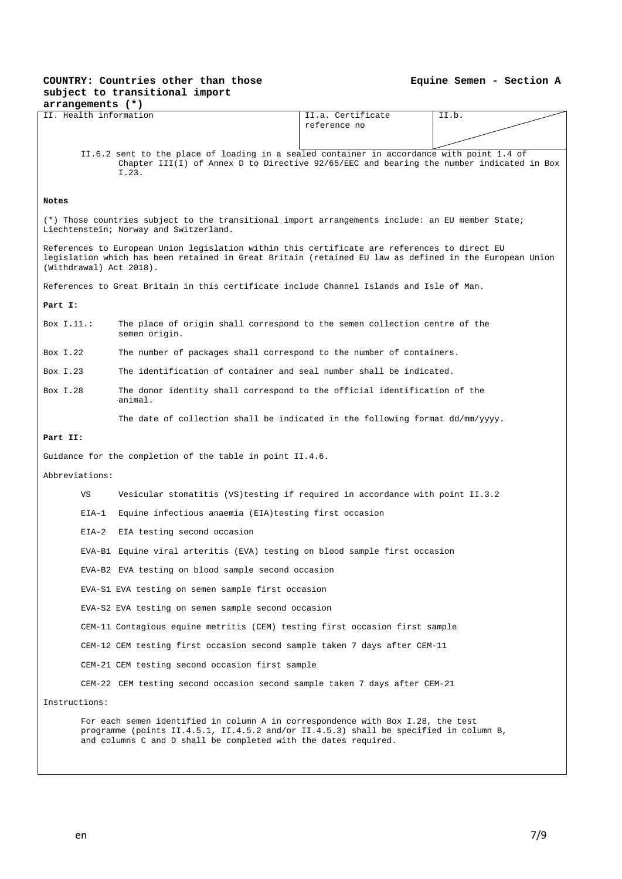**COUNTRY: Countries other than those subject to transitional import arrangements (*)**

**Equine Semen - Section A**

| II. Health information | II.a. Certificate reference no | II.b. |
|---|---|---|

II.6.2 sent to the place of loading in a sealed container in accordance with point 1.4 of Chapter III(I) of Annex D to Directive 92/65/EEC and bearing the number indicated in Box I.23.

**Notes**

(*) Those countries subject to the transitional import arrangements include: an EU member State; Liechtenstein; Norway and Switzerland.

References to European Union legislation within this certificate are references to direct EU legislation which has been retained in Great Britain (retained EU law as defined in the European Union (Withdrawal) Act 2018).

References to Great Britain in this certificate include Channel Islands and Isle of Man.

**Part I:**

Box I.11.: The place of origin shall correspond to the semen collection centre of the semen origin.

Box I.22 The number of packages shall correspond to the number of containers.

Box I.23 The identification of container and seal number shall be indicated.

Box I.28 The donor identity shall correspond to the official identification of the animal.

The date of collection shall be indicated in the following format dd/mm/yyyy.

**Part II:**

Guidance for the completion of the table in point II.4.6.

Abbreviations:

- VS Vesicular stomatitis (VS)testing if required in accordance with point II.3.2
- EIA-1 Equine infectious anaemia (EIA)testing first occasion
- EIA-2 EIA testing second occasion
- EVA-B1 Equine viral arteritis (EVA) testing on blood sample first occasion
- EVA-B2 EVA testing on blood sample second occasion
- EVA-S1 EVA testing on semen sample first occasion
- EVA-S2 EVA testing on semen sample second occasion
- CEM-11 Contagious equine metritis (CEM) testing first occasion first sample
- CEM-12 CEM testing first occasion second sample taken 7 days after CEM-11
- CEM-21 CEM testing second occasion first sample
- CEM-22 CEM testing second occasion second sample taken 7 days after CEM-21

Instructions:

For each semen identified in column A in correspondence with Box I.28, the test programme (points II.4.5.1, II.4.5.2 and/or II.4.5.3) shall be specified in column B, and columns C and D shall be completed with the dates required.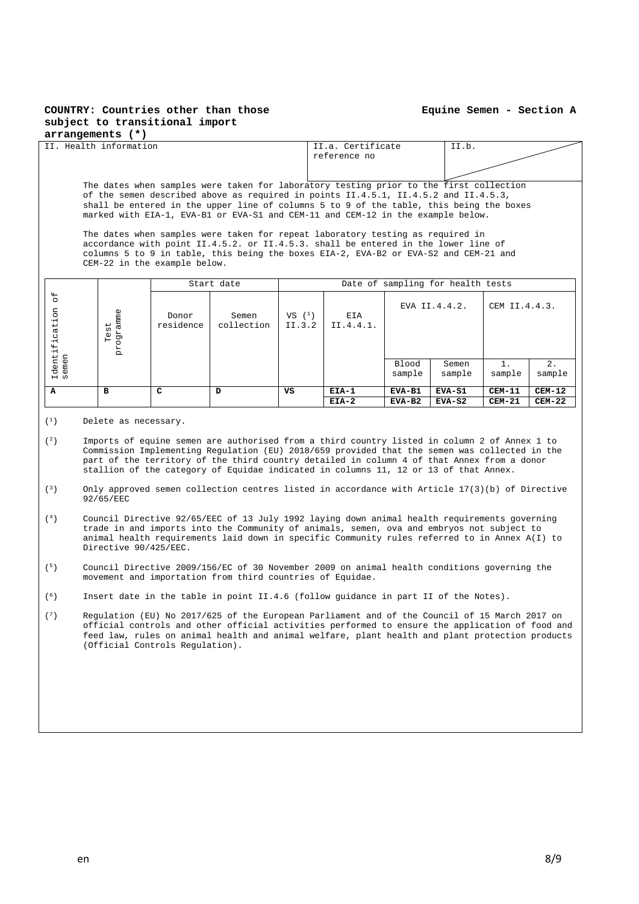**COUNTRY: Countries other than those subject to transitional import arrangements (*)**

**Equine Semen - Section A**

| II. Health information | II.a. Certificate reference no | II.b. |
|---|---|---|

The dates when samples were taken for laboratory testing prior to the first collection of the semen described above as required in points II.4.5.1, II.4.5.2 and II.4.5.3, shall be entered in the upper line of columns 5 to 9 of the table, this being the boxes marked with EIA-1, EVA-B1 or EVA-S1 and CEM-11 and CEM-12 in the example below.

The dates when samples were taken for repeat laboratory testing as required in accordance with point II.4.5.2. or II.4.5.3. shall be entered in the lower line of columns 5 to 9 in table, this being the boxes EIA-2, EVA-B2 or EVA-S2 and CEM-21 and CEM-22 in the example below.

| Identification of semen | Test programme | Start date | | Date of sampling for health tests | | | | | |
|---|---|---|---|---|---|---|---|---|---|
| | | Donor residence | Semen collection | VS (1) II.3.2 | EIA II.4.4.1. | EVA II.4.4.2. | | CEM II.4.4.3. | |
| | | | | | | Blood sample | Semen sample | 1. sample | 2. sample |
| **A** | **B** | **C** | **D** | **VS** | **EIA-1** | **EVA-B1** | **EVA-S1** | **CEM-11** | **CEM-12** |
| | | | | | **EIA-2** | **EVA-B2** | **EVA-S2** | **CEM-21** | **CEM-22** |

(1) Delete as necessary.

(2) Imports of equine semen are authorised from a third country listed in column 2 of Annex 1 to Commission Implementing Regulation (EU) 2018/659 provided that the semen was collected in the part of the territory of the third country detailed in column 4 of that Annex from a donor stallion of the category of Equidae indicated in columns 11, 12 or 13 of that Annex.

(3) Only approved semen collection centres listed in accordance with Article 17(3)(b) of Directive 92/65/EEC

(4) Council Directive 92/65/EEC of 13 July 1992 laying down animal health requirements governing trade in and imports into the Community of animals, semen, ova and embryos not subject to animal health requirements laid down in specific Community rules referred to in Annex A(I) to Directive 90/425/EEC.

(5) Council Directive 2009/156/EC of 30 November 2009 on animal health conditions governing the movement and importation from third countries of Equidae.

(6) Insert date in the table in point II.4.6 (follow guidance in part II of the Notes).

(7) Regulation (EU) No 2017/625 of the European Parliament and of the Council of 15 March 2017 on official controls and other official activities performed to ensure the application of food and feed law, rules on animal health and animal welfare, plant health and plant protection products (Official Controls Regulation).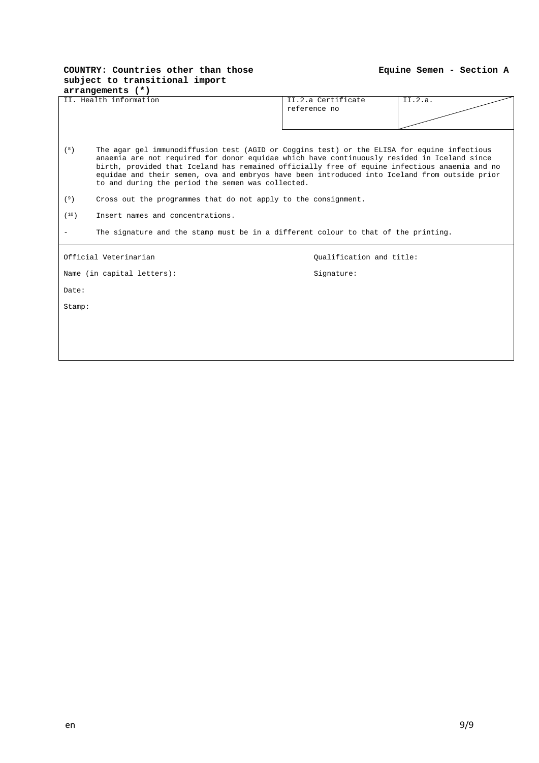**COUNTRY: Countries other than those subject to transitional import arrangements (*)**

**Equine Semen - Section A**

| II. Health information | II.2.a Certificate reference no | II.2.a. |
|---|---|---|

([8]) The agar gel immunodiffusion test (AGID or Coggins test) or the ELISA for equine infectious anaemia are not required for donor equidae which have continuously resided in Iceland since birth, provided that Iceland has remained officially free of equine infectious anaemia and no equidae and their semen, ova and embryos have been introduced into Iceland from outside prior to and during the period the semen was collected.

([9]) Cross out the programmes that do not apply to the consignment.

([10]) Insert names and concentrations.

- The signature and the stamp must be in a different colour to that of the printing.

Official Veterinarian

Name (in capital letters):

Date:

Stamp:

Qualification and title:

Signature: